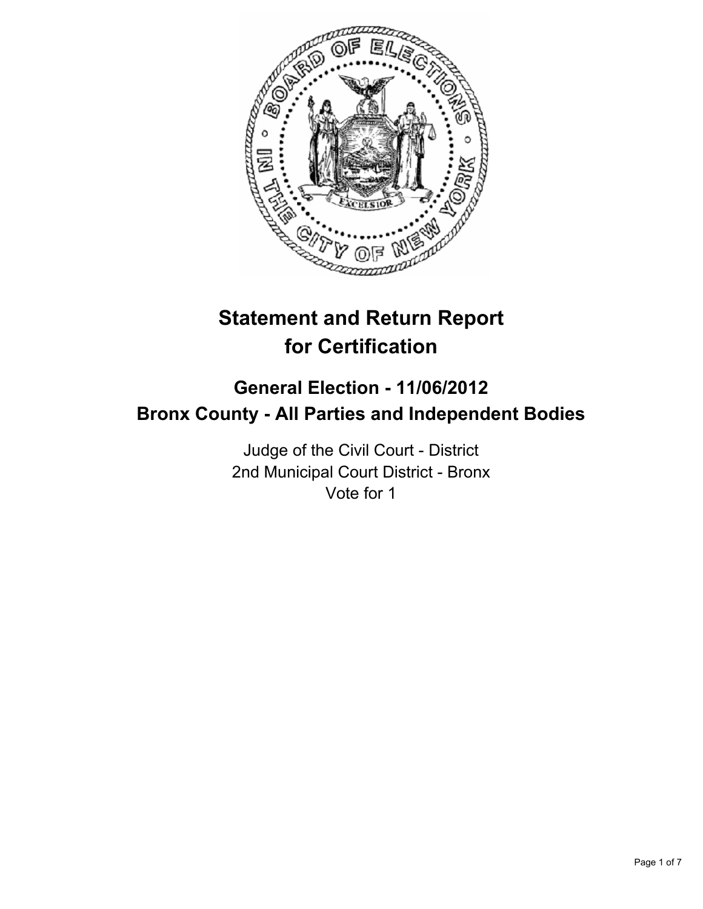# Statement and Return Report for Certification

## General Election - 11/06/2012
## Bronx County - All Parties and Independent Bodies

Judge of the Civil Court - District
2nd Municipal Court District - Bronx
Vote for 1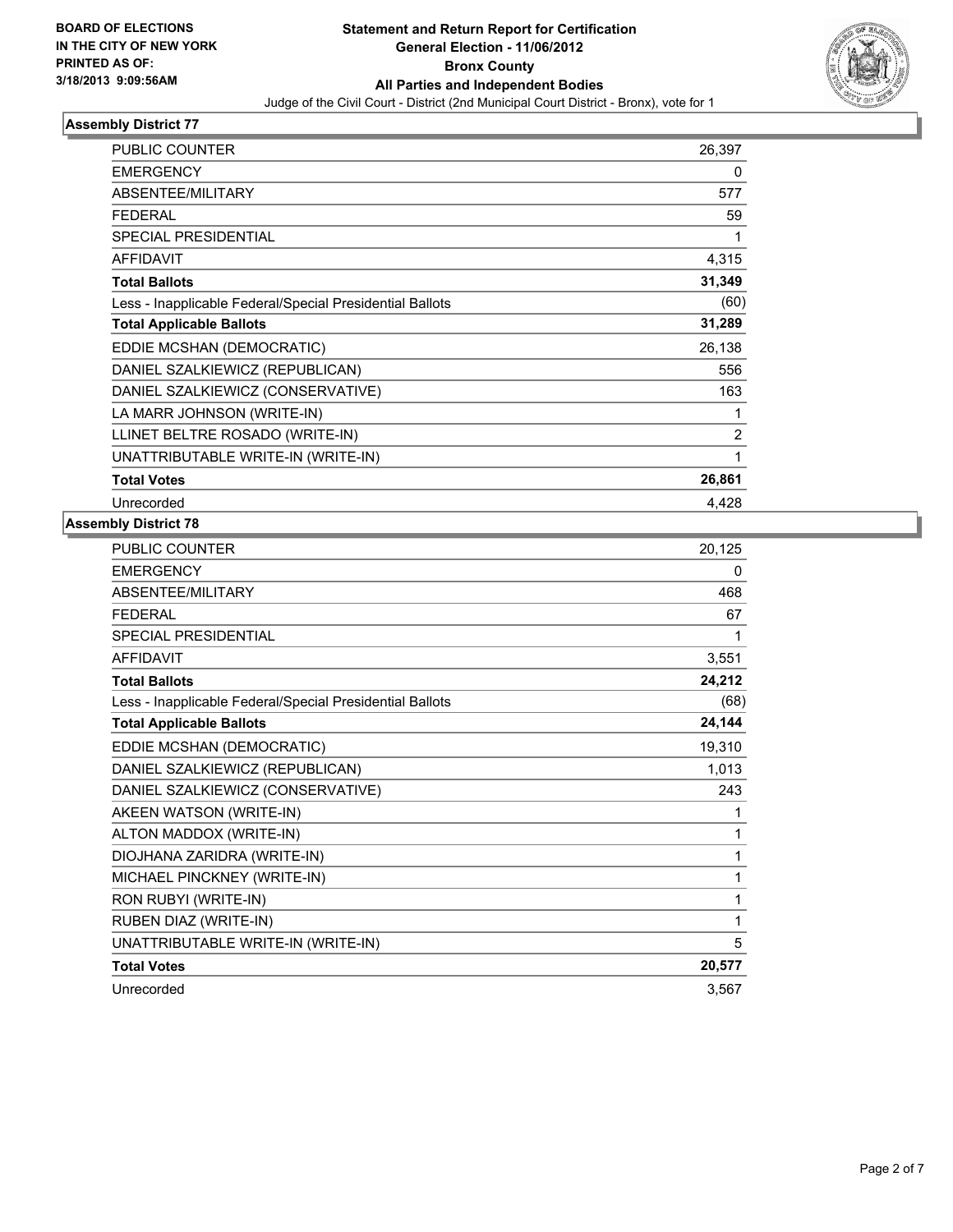BOARD OF ELECTIONS
IN THE CITY OF NEW YORK
PRINTED AS OF:
3/18/2013 9:09:56AM

# Statement and Return Report for Certification
## General Election - 11/06/2012
## Bronx County
## All Parties and Independent Bodies

Judge of the Civil Court - District (2nd Municipal Court District - Bronx), vote for 1

### Assembly District 77

| | |
|---|---|
| PUBLIC COUNTER | 26,397 |
| EMERGENCY | 0 |
| ABSENTEE/MILITARY | 577 |
| FEDERAL | 59 |
| SPECIAL PRESIDENTIAL | 1 |
| AFFIDAVIT | 4,315 |
| **Total Ballots** | **31,349** |
| Less - Inapplicable Federal/Special Presidential Ballots | (60) |
| **Total Applicable Ballots** | **31,289** |
| EDDIE MCSHAN (DEMOCRATIC) | 26,138 |
| DANIEL SZALKIEWICZ (REPUBLICAN) | 556 |
| DANIEL SZALKIEWICZ (CONSERVATIVE) | 163 |
| LA MARR JOHNSON (WRITE-IN) | 1 |
| LLINET BELTRE ROSADO (WRITE-IN) | 2 |
| UNATTRIBUTABLE WRITE-IN (WRITE-IN) | 1 |
| **Total Votes** | **26,861** |
| Unrecorded | 4,428 |

### Assembly District 78

| | |
|---|---|
| PUBLIC COUNTER | 20,125 |
| EMERGENCY | 0 |
| ABSENTEE/MILITARY | 468 |
| FEDERAL | 67 |
| SPECIAL PRESIDENTIAL | 1 |
| AFFIDAVIT | 3,551 |
| **Total Ballots** | **24,212** |
| Less - Inapplicable Federal/Special Presidential Ballots | (68) |
| **Total Applicable Ballots** | **24,144** |
| EDDIE MCSHAN (DEMOCRATIC) | 19,310 |
| DANIEL SZALKIEWICZ (REPUBLICAN) | 1,013 |
| DANIEL SZALKIEWICZ (CONSERVATIVE) | 243 |
| AKEEN WATSON (WRITE-IN) | 1 |
| ALTON MADDOX (WRITE-IN) | 1 |
| DIOJHANA ZARIDRA (WRITE-IN) | 1 |
| MICHAEL PINCKNEY (WRITE-IN) | 1 |
| RON RUBYI (WRITE-IN) | 1 |
| RUBEN DIAZ (WRITE-IN) | 1 |
| UNATTRIBUTABLE WRITE-IN (WRITE-IN) | 5 |
| **Total Votes** | **20,577** |
| Unrecorded | 3,567 |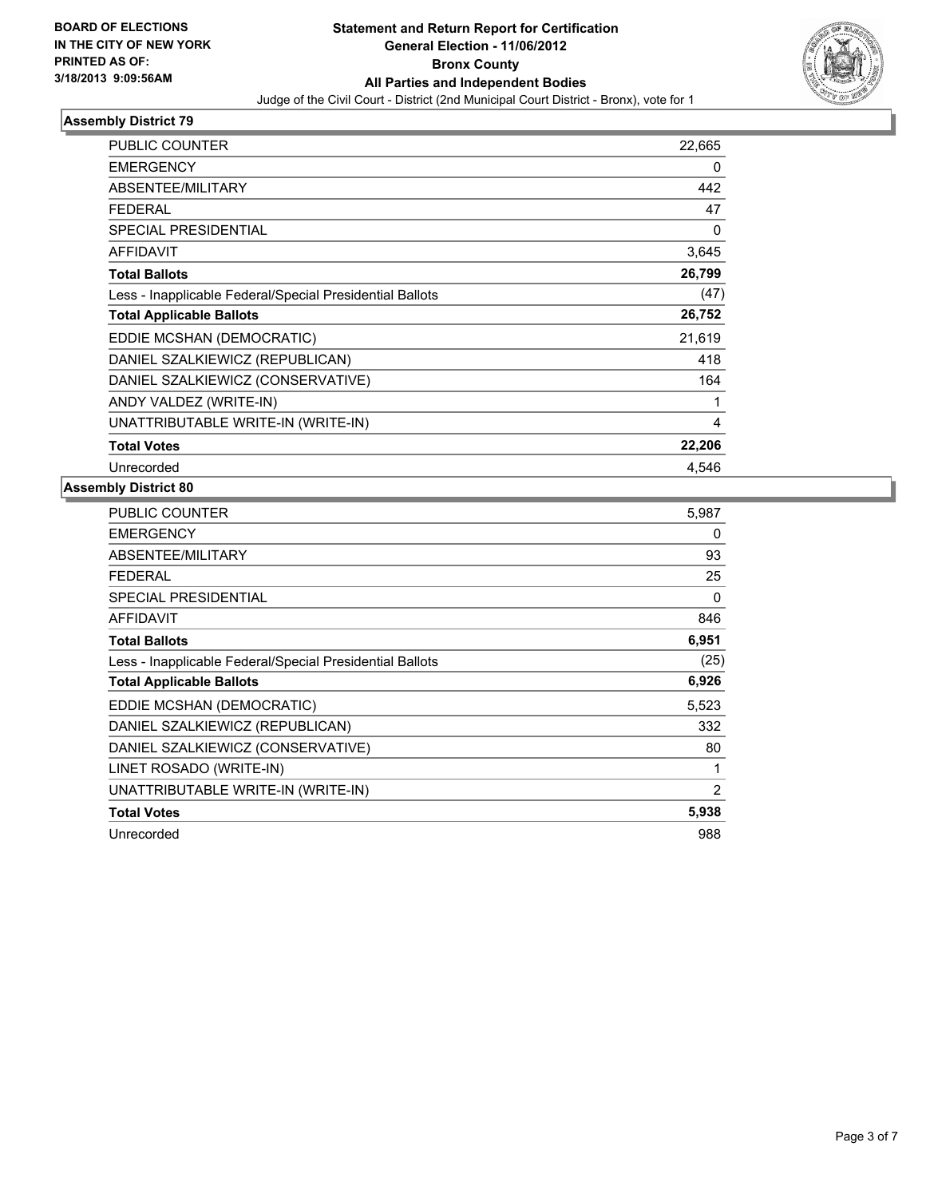**BOARD OF ELECTIONS IN THE CITY OF NEW YORK PRINTED AS OF: 3/18/2013 9:09:56AM**

**Statement and Return Report for Certification General Election - 11/06/2012 Bronx County All Parties and Independent Bodies**

Judge of the Civil Court - District (2nd Municipal Court District - Bronx), vote for 1

### Assembly District 79

| | |
|---|---|
| PUBLIC COUNTER | 22,665 |
| EMERGENCY | 0 |
| ABSENTEE/MILITARY | 442 |
| FEDERAL | 47 |
| SPECIAL PRESIDENTIAL | 0 |
| AFFIDAVIT | 3,645 |
| **Total Ballots** | **26,799** |
| Less - Inapplicable Federal/Special Presidential Ballots | (47) |
| **Total Applicable Ballots** | **26,752** |
| EDDIE MCSHAN (DEMOCRATIC) | 21,619 |
| DANIEL SZALKIEWICZ (REPUBLICAN) | 418 |
| DANIEL SZALKIEWICZ (CONSERVATIVE) | 164 |
| ANDY VALDEZ (WRITE-IN) | 1 |
| UNATTRIBUTABLE WRITE-IN (WRITE-IN) | 4 |
| **Total Votes** | **22,206** |
| Unrecorded | 4,546 |

### Assembly District 80

| | |
|---|---|
| PUBLIC COUNTER | 5,987 |
| EMERGENCY | 0 |
| ABSENTEE/MILITARY | 93 |
| FEDERAL | 25 |
| SPECIAL PRESIDENTIAL | 0 |
| AFFIDAVIT | 846 |
| **Total Ballots** | **6,951** |
| Less - Inapplicable Federal/Special Presidential Ballots | (25) |
| **Total Applicable Ballots** | **6,926** |
| EDDIE MCSHAN (DEMOCRATIC) | 5,523 |
| DANIEL SZALKIEWICZ (REPUBLICAN) | 332 |
| DANIEL SZALKIEWICZ (CONSERVATIVE) | 80 |
| LINET ROSADO (WRITE-IN) | 1 |
| UNATTRIBUTABLE WRITE-IN (WRITE-IN) | 2 |
| **Total Votes** | **5,938** |
| Unrecorded | 988 |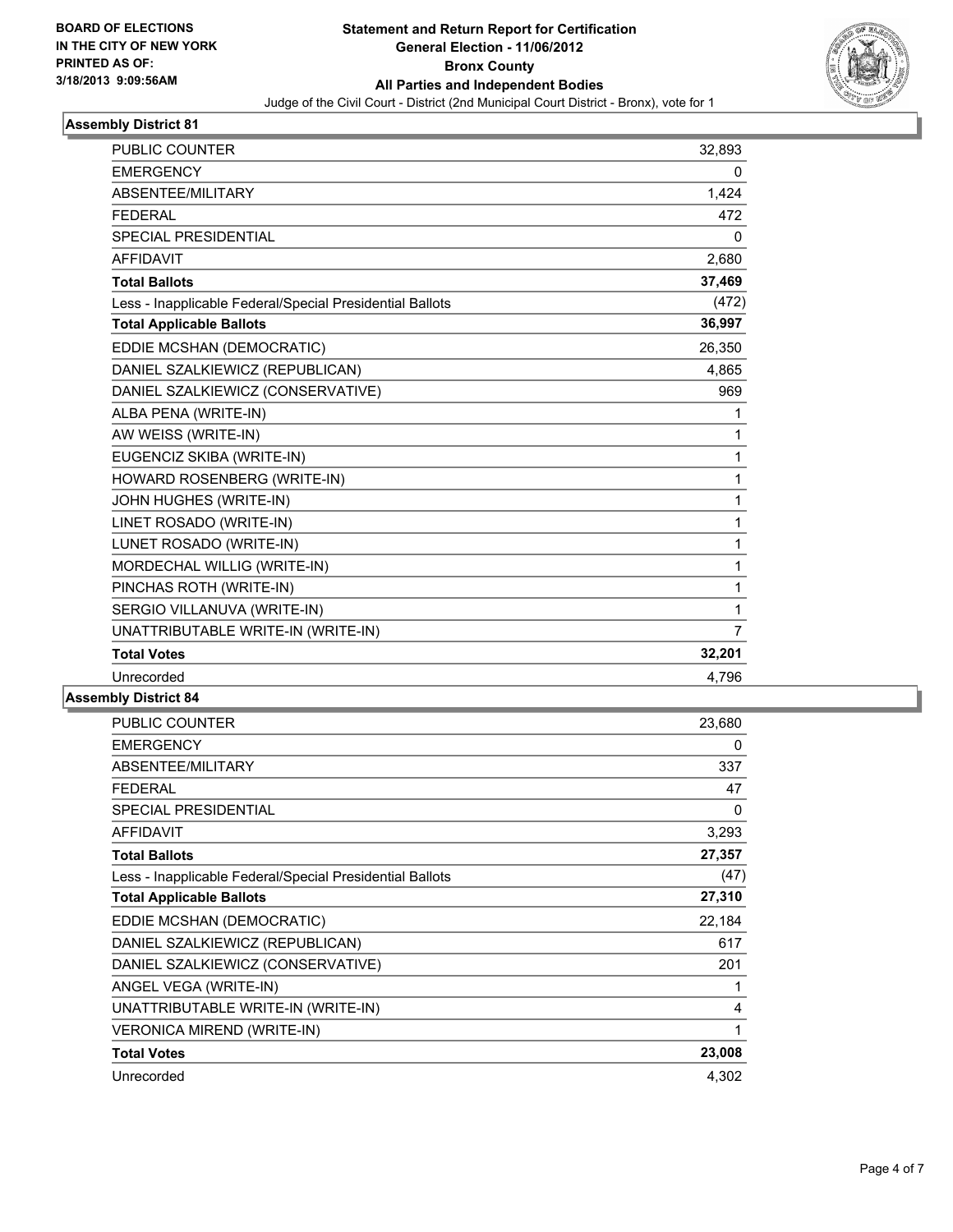BOARD OF ELECTIONS
IN THE CITY OF NEW YORK
PRINTED AS OF:
3/18/2013 9:09:56AM

# Statement and Return Report for Certification
## General Election - 11/06/2012
## Bronx County
## All Parties and Independent Bodies
Judge of the Civil Court - District (2nd Municipal Court District - Bronx), vote for 1

### Assembly District 81

| | |
|---|---|
| PUBLIC COUNTER | 32,893 |
| EMERGENCY | 0 |
| ABSENTEE/MILITARY | 1,424 |
| FEDERAL | 472 |
| SPECIAL PRESIDENTIAL | 0 |
| AFFIDAVIT | 2,680 |
| **Total Ballots** | **37,469** |
| Less - Inapplicable Federal/Special Presidential Ballots | (472) |
| **Total Applicable Ballots** | **36,997** |
| EDDIE MCSHAN (DEMOCRATIC) | 26,350 |
| DANIEL SZALKIEWICZ (REPUBLICAN) | 4,865 |
| DANIEL SZALKIEWICZ (CONSERVATIVE) | 969 |
| ALBA PENA (WRITE-IN) | 1 |
| AW WEISS (WRITE-IN) | 1 |
| EUGENCIZ SKIBA (WRITE-IN) | 1 |
| HOWARD ROSENBERG (WRITE-IN) | 1 |
| JOHN HUGHES (WRITE-IN) | 1 |
| LINET ROSADO (WRITE-IN) | 1 |
| LUNET ROSADO (WRITE-IN) | 1 |
| MORDECHAL WILLIG (WRITE-IN) | 1 |
| PINCHAS ROTH (WRITE-IN) | 1 |
| SERGIO VILLANUVA (WRITE-IN) | 1 |
| UNATTRIBUTABLE WRITE-IN (WRITE-IN) | 7 |
| **Total Votes** | **32,201** |
| Unrecorded | 4,796 |

### Assembly District 84

| | |
|---|---|
| PUBLIC COUNTER | 23,680 |
| EMERGENCY | 0 |
| ABSENTEE/MILITARY | 337 |
| FEDERAL | 47 |
| SPECIAL PRESIDENTIAL | 0 |
| AFFIDAVIT | 3,293 |
| **Total Ballots** | **27,357** |
| Less - Inapplicable Federal/Special Presidential Ballots | (47) |
| **Total Applicable Ballots** | **27,310** |
| EDDIE MCSHAN (DEMOCRATIC) | 22,184 |
| DANIEL SZALKIEWICZ (REPUBLICAN) | 617 |
| DANIEL SZALKIEWICZ (CONSERVATIVE) | 201 |
| ANGEL VEGA (WRITE-IN) | 1 |
| UNATTRIBUTABLE WRITE-IN (WRITE-IN) | 4 |
| VERONICA MIREND (WRITE-IN) | 1 |
| **Total Votes** | **23,008** |
| Unrecorded | 4,302 |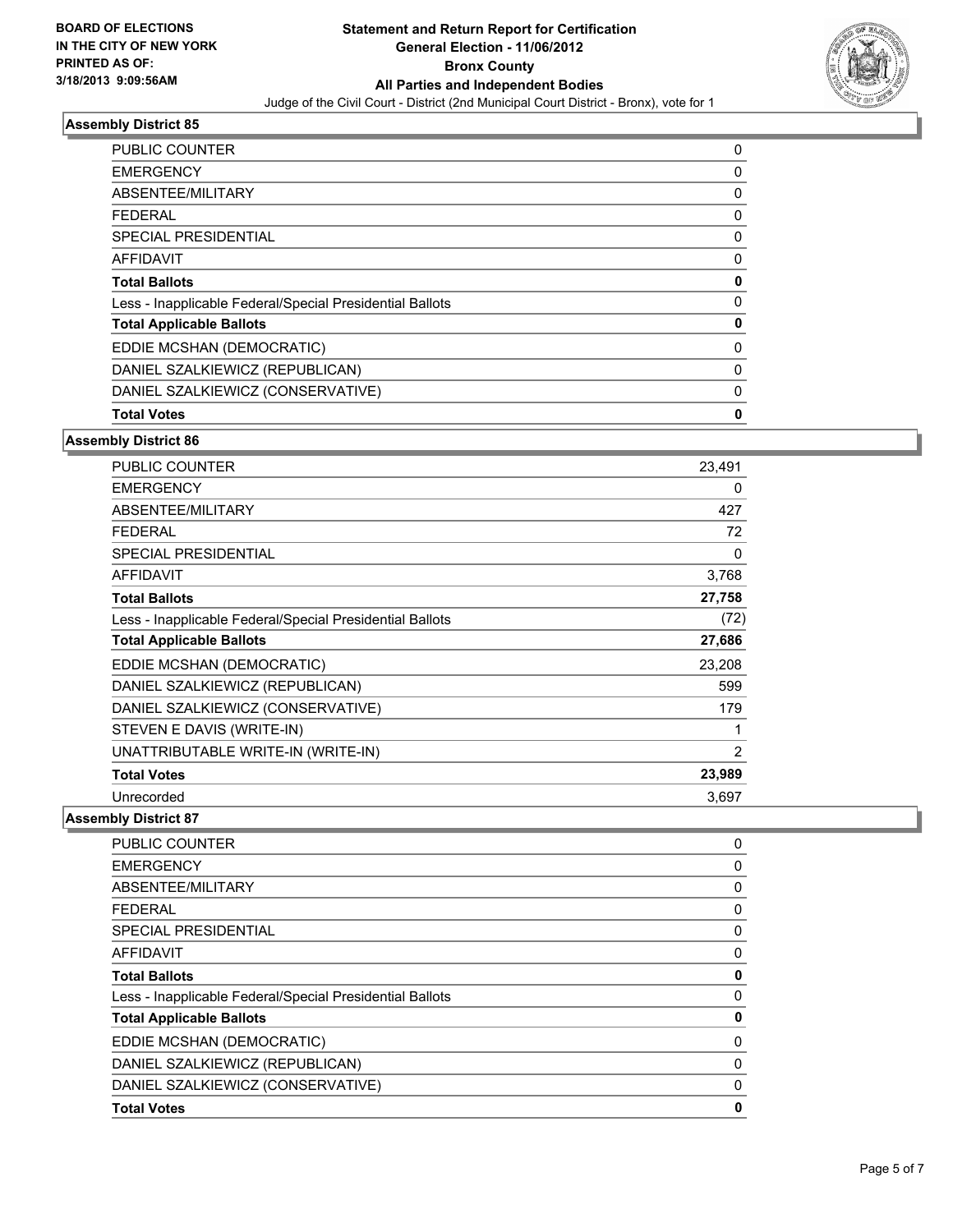**BOARD OF ELECTIONS IN THE CITY OF NEW YORK PRINTED AS OF: 3/18/2013 9:09:56AM**

# Statement and Return Report for Certification
## General Election - 11/06/2012
## Bronx County
## All Parties and Independent Bodies
### Judge of the Civil Court - District (2nd Municipal Court District - Bronx), vote for 1

### Assembly District 85

| | |
|---|---|
| PUBLIC COUNTER | 0 |
| EMERGENCY | 0 |
| ABSENTEE/MILITARY | 0 |
| FEDERAL | 0 |
| SPECIAL PRESIDENTIAL | 0 |
| AFFIDAVIT | 0 |
| **Total Ballots** | **0** |
| Less - Inapplicable Federal/Special Presidential Ballots | 0 |
| **Total Applicable Ballots** | **0** |
| EDDIE MCSHAN (DEMOCRATIC) | 0 |
| DANIEL SZALKIEWICZ (REPUBLICAN) | 0 |
| DANIEL SZALKIEWICZ (CONSERVATIVE) | 0 |
| **Total Votes** | **0** |

### Assembly District 86

| | |
|---|---|
| PUBLIC COUNTER | 23,491 |
| EMERGENCY | 0 |
| ABSENTEE/MILITARY | 427 |
| FEDERAL | 72 |
| SPECIAL PRESIDENTIAL | 0 |
| AFFIDAVIT | 3,768 |
| **Total Ballots** | **27,758** |
| Less - Inapplicable Federal/Special Presidential Ballots | (72) |
| **Total Applicable Ballots** | **27,686** |
| EDDIE MCSHAN (DEMOCRATIC) | 23,208 |
| DANIEL SZALKIEWICZ (REPUBLICAN) | 599 |
| DANIEL SZALKIEWICZ (CONSERVATIVE) | 179 |
| STEVEN E DAVIS (WRITE-IN) | 1 |
| UNATTRIBUTABLE WRITE-IN (WRITE-IN) | 2 |
| **Total Votes** | **23,989** |
| Unrecorded | 3,697 |

### Assembly District 87

| | |
|---|---|
| PUBLIC COUNTER | 0 |
| EMERGENCY | 0 |
| ABSENTEE/MILITARY | 0 |
| FEDERAL | 0 |
| SPECIAL PRESIDENTIAL | 0 |
| AFFIDAVIT | 0 |
| **Total Ballots** | **0** |
| Less - Inapplicable Federal/Special Presidential Ballots | 0 |
| **Total Applicable Ballots** | **0** |
| EDDIE MCSHAN (DEMOCRATIC) | 0 |
| DANIEL SZALKIEWICZ (REPUBLICAN) | 0 |
| DANIEL SZALKIEWICZ (CONSERVATIVE) | 0 |
| **Total Votes** | **0** |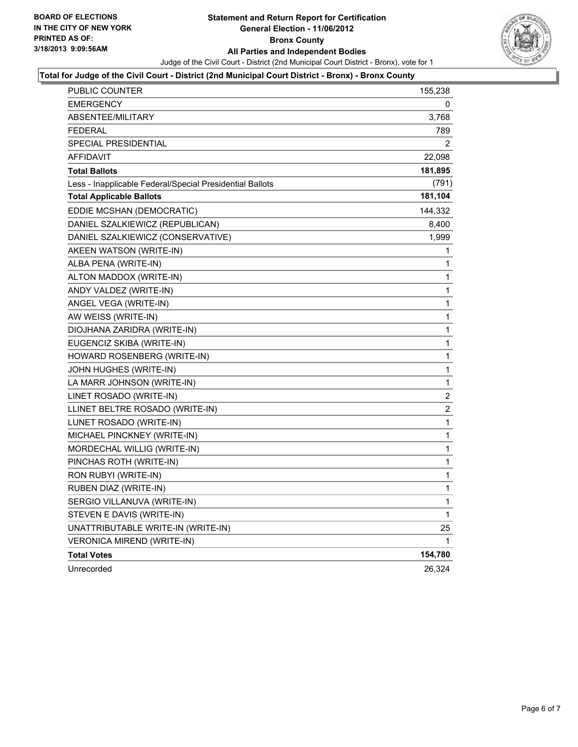**BOARD OF ELECTIONS IN THE CITY OF NEW YORK**
**PRINTED AS OF: 3/18/2013 9:09:56AM**

# Statement and Return Report for Certification
## General Election - 11/06/2012
## Bronx County
## All Parties and Independent Bodies

Judge of the Civil Court - District (2nd Municipal Court District - Bronx), vote for 1

### Total for Judge of the Civil Court - District (2nd Municipal Court District - Bronx) - Bronx County

| | |
|---|---|
| PUBLIC COUNTER | 155,238 |
| EMERGENCY | 0 |
| ABSENTEE/MILITARY | 3,768 |
| FEDERAL | 789 |
| SPECIAL PRESIDENTIAL | 2 |
| AFFIDAVIT | 22,098 |
| **Total Ballots** | **181,895** |
| Less - Inapplicable Federal/Special Presidential Ballots | (791) |
| **Total Applicable Ballots** | **181,104** |
| EDDIE MCSHAN (DEMOCRATIC) | 144,332 |
| DANIEL SZALKIEWICZ (REPUBLICAN) | 8,400 |
| DANIEL SZALKIEWICZ (CONSERVATIVE) | 1,999 |
| AKEEN WATSON (WRITE-IN) | 1 |
| ALBA PENA (WRITE-IN) | 1 |
| ALTON MADDOX (WRITE-IN) | 1 |
| ANDY VALDEZ (WRITE-IN) | 1 |
| ANGEL VEGA (WRITE-IN) | 1 |
| AW WEISS (WRITE-IN) | 1 |
| DIOJHANA ZARIDRA (WRITE-IN) | 1 |
| EUGENCIZ SKIBA (WRITE-IN) | 1 |
| HOWARD ROSENBERG (WRITE-IN) | 1 |
| JOHN HUGHES (WRITE-IN) | 1 |
| LA MARR JOHNSON (WRITE-IN) | 1 |
| LINET ROSADO (WRITE-IN) | 2 |
| LLINET BELTRE ROSADO (WRITE-IN) | 2 |
| LUNET ROSADO (WRITE-IN) | 1 |
| MICHAEL PINCKNEY (WRITE-IN) | 1 |
| MORDECHAL WILLIG (WRITE-IN) | 1 |
| PINCHAS ROTH (WRITE-IN) | 1 |
| RON RUBYI (WRITE-IN) | 1 |
| RUBEN DIAZ (WRITE-IN) | 1 |
| SERGIO VILLANUVA (WRITE-IN) | 1 |
| STEVEN E DAVIS (WRITE-IN) | 1 |
| UNATTRIBUTABLE WRITE-IN (WRITE-IN) | 25 |
| VERONICA MIREND (WRITE-IN) | 1 |
| **Total Votes** | **154,780** |
| Unrecorded | 26,324 |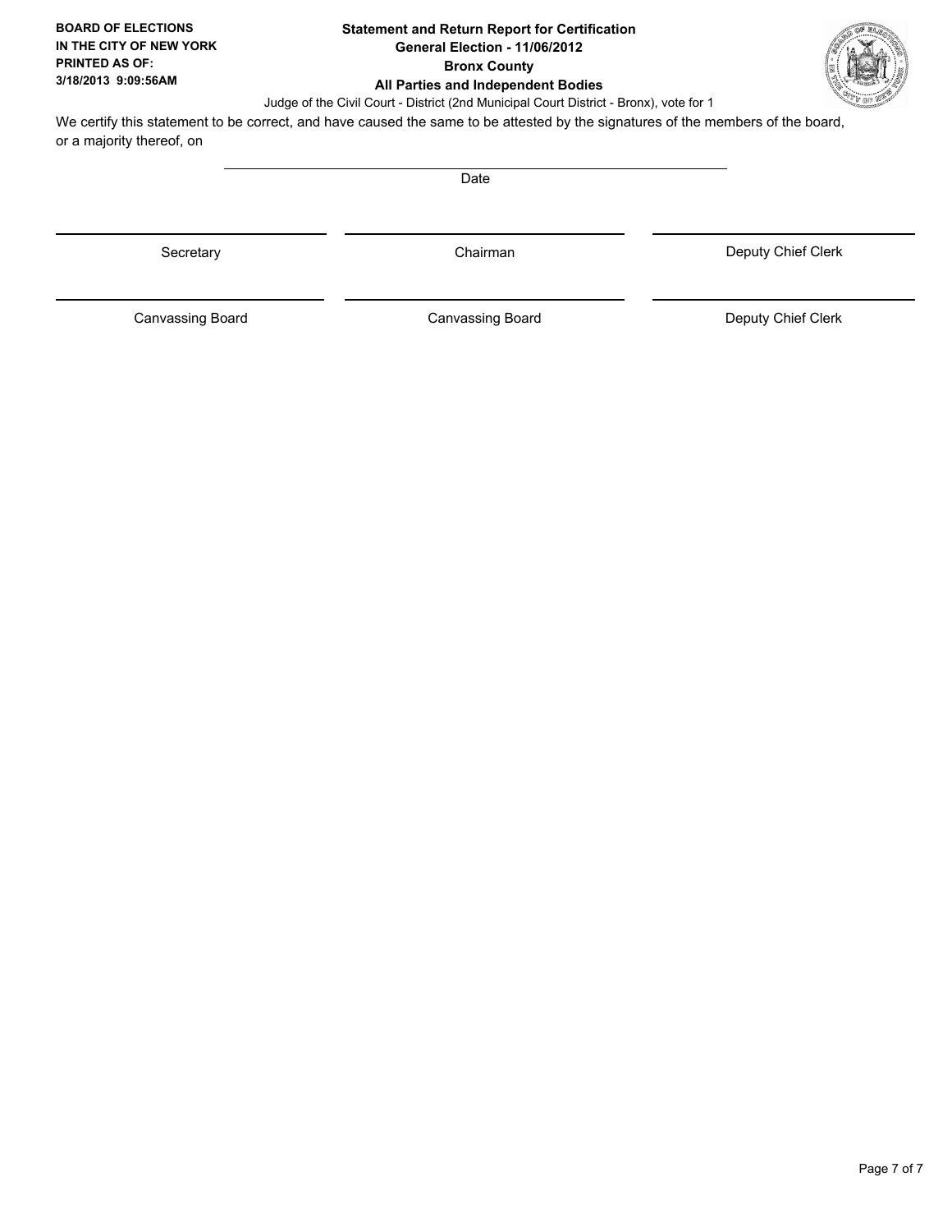**BOARD OF ELECTIONS**
**IN THE CITY OF NEW YORK**
**PRINTED AS OF:**
**3/18/2013 9:09:56AM**

**Statement and Return Report for Certification**
**General Election - 11/06/2012**
**Bronx County**
**All Parties and Independent Bodies**

Judge of the Civil Court - District (2nd Municipal Court District - Bronx), vote for 1

We certify this statement to be correct, and have caused the same to be attested by the signatures of the members of the board, or a majority thereof, on

Date

| | | |
|---|---|---|
| Secretary | Chairman | Deputy Chief Clerk |
| Canvassing Board | Canvassing Board | Deputy Chief Clerk |